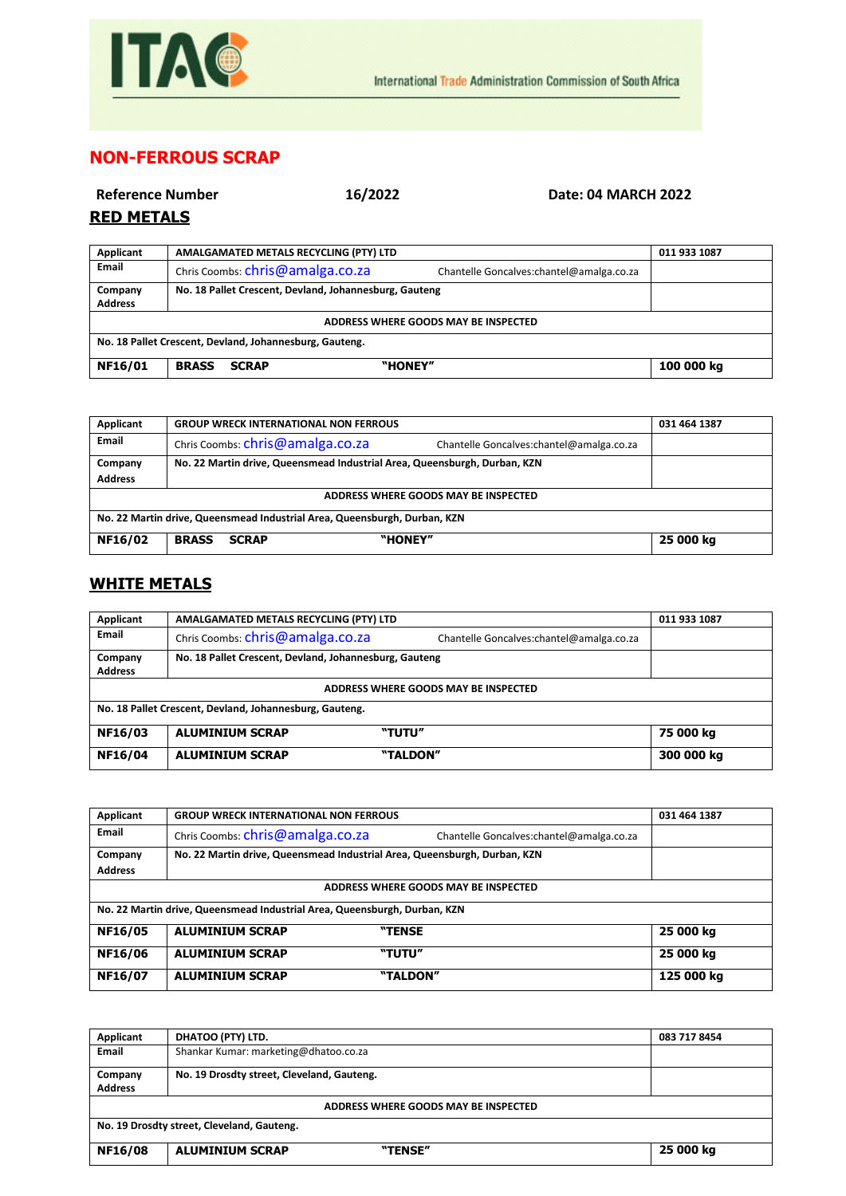ITAC

International Trade Administration Commission of South Africa

# NON-FERROUS SCRAP

**Reference Number** **16/2022** **Date: 04 MARCH 2022**

## RED METALS

| Applicant | AMALGAMATED METALS RECYCLING (PTY) LTD | | 011 933 1087 |
|---|---|---|---|
| Email | Chris Coombs: chris@amalga.co.za Chantelle Goncalves:chantel@amalga.co.za | | |
| Company Address | No. 18 Pallet Crescent, Devland, Johannesburg, Gauteng | | |
| ADDRESS WHERE GOODS MAY BE INSPECTED | | | |
| No. 18 Pallet Crescent, Devland, Johannesburg, Gauteng. | | | |
| **NF16/01** | **BRASS SCRAP** | **"HONEY"** | **100 000 kg** |

| Applicant | GROUP WRECK INTERNATIONAL NON FERROUS | | 031 464 1387 |
|---|---|---|---|
| Email | Chris Coombs: chris@amalga.co.za Chantelle Goncalves:chantel@amalga.co.za | | |
| Company Address | No. 22 Martin drive, Queensmead Industrial Area, Queensburgh, Durban, KZN | | |
| ADDRESS WHERE GOODS MAY BE INSPECTED | | | |
| No. 22 Martin drive, Queensmead Industrial Area, Queensburgh, Durban, KZN | | | |
| **NF16/02** | **BRASS SCRAP** | **"HONEY"** | **25 000 kg** |

## WHITE METALS

| Applicant | AMALGAMATED METALS RECYCLING (PTY) LTD | | 011 933 1087 |
|---|---|---|---|
| Email | Chris Coombs: chris@amalga.co.za Chantelle Goncalves:chantel@amalga.co.za | | |
| Company Address | No. 18 Pallet Crescent, Devland, Johannesburg, Gauteng | | |
| ADDRESS WHERE GOODS MAY BE INSPECTED | | | |
| No. 18 Pallet Crescent, Devland, Johannesburg, Gauteng. | | | |
| **NF16/03** | **ALUMINIUM SCRAP** | **"TUTU"** | **75 000 kg** |
| **NF16/04** | **ALUMINIUM SCRAP** | **"TALDON"** | **300 000 kg** |

| Applicant | GROUP WRECK INTERNATIONAL NON FERROUS | | 031 464 1387 |
|---|---|---|---|
| Email | Chris Coombs: chris@amalga.co.za Chantelle Goncalves:chantel@amalga.co.za | | |
| Company Address | No. 22 Martin drive, Queensmead Industrial Area, Queensburgh, Durban, KZN | | |
| ADDRESS WHERE GOODS MAY BE INSPECTED | | | |
| No. 22 Martin drive, Queensmead Industrial Area, Queensburgh, Durban, KZN | | | |
| **NF16/05** | **ALUMINIUM SCRAP** | **"TENSE** | **25 000 kg** |
| **NF16/06** | **ALUMINIUM SCRAP** | **"TUTU"** | **25 000 kg** |
| **NF16/07** | **ALUMINIUM SCRAP** | **"TALDON"** | **125 000 kg** |

| Applicant | DHATOO (PTY) LTD. | | 083 717 8454 |
|---|---|---|---|
| Email | Shankar Kumar: marketing@dhatoo.co.za | | |
| Company Address | No. 19 Drosdty street, Cleveland, Gauteng. | | |
| ADDRESS WHERE GOODS MAY BE INSPECTED | | | |
| No. 19 Drosdty street, Cleveland, Gauteng. | | | |
| **NF16/08** | **ALUMINIUM SCRAP** | **"TENSE"** | **25 000 kg** |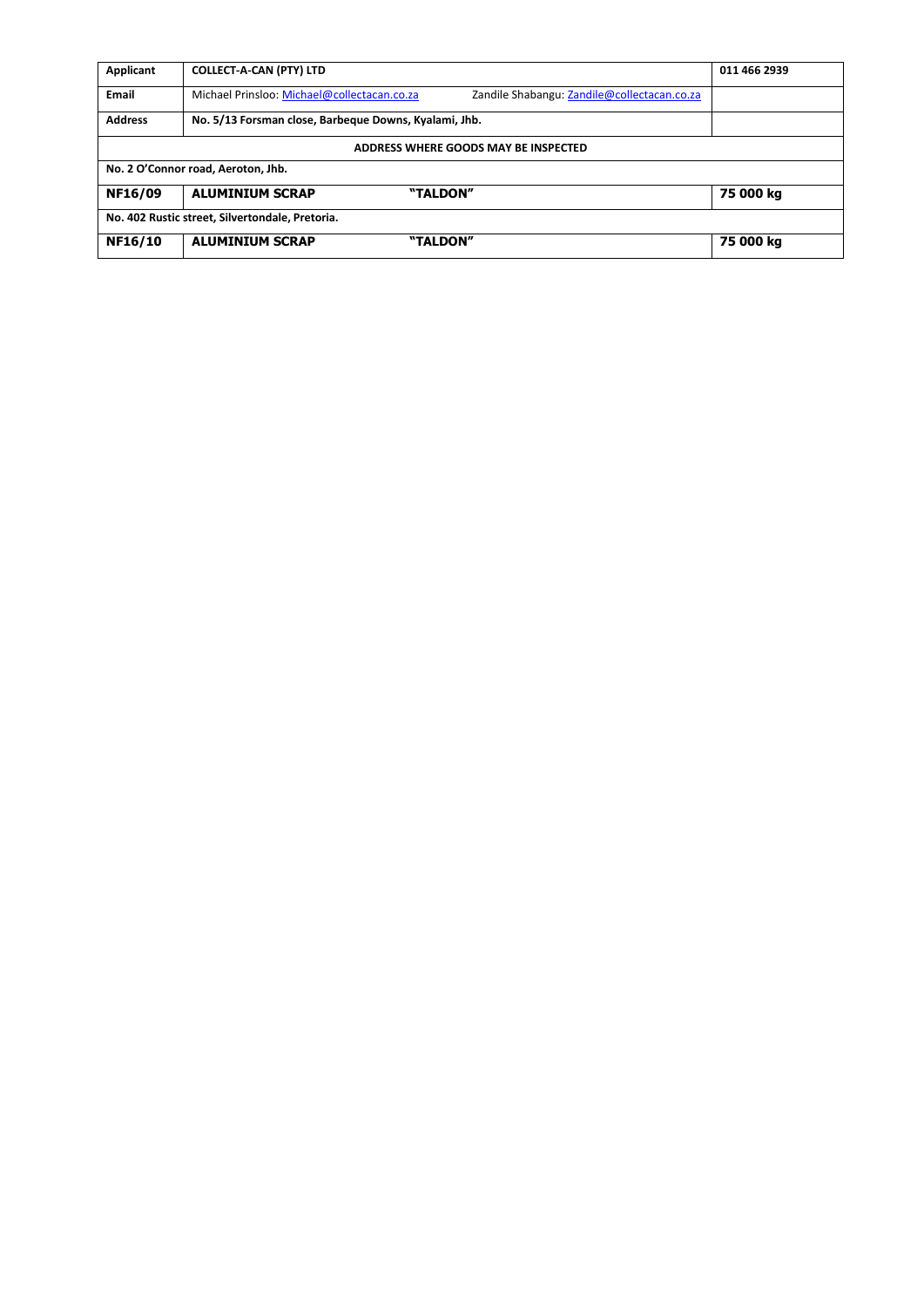| | | |
|---|---|---|
| **Applicant** | **COLLECT-A-CAN (PTY) LTD** | **011 466 2939** |
| **Email** | Michael Prinsloo: Michael@collectacan.co.za Zandile Shabangu: Zandile@collectacan.co.za | |
| **Address** | **No. 5/13 Forsman close, Barbeque Downs, Kyalami, Jhb.** | |
| **ADDRESS WHERE GOODS MAY BE INSPECTED** | | |
| **No. 2 O'Connor road, Aeroton, Jhb.** | | |
| **NF16/09** | **ALUMINIUM SCRAP "TALDON"** | **75 000 kg** |
| **No. 402 Rustic street, Silvertondale, Pretoria.** | | |
| **NF16/10** | **ALUMINIUM SCRAP "TALDON"** | **75 000 kg** |